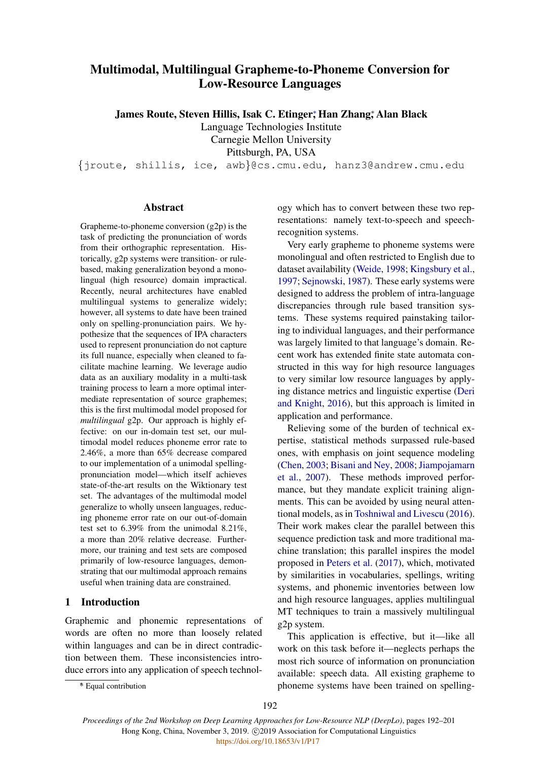# Multimodal, Multilingual Grapheme-to-Phoneme Conversion for Low-Resource Languages

**James Route, Steven Hillis, Isak C. Etinger\*, Han Zhang\*, Alan Black**

Language Technologies Institute
Carnegie Mellon University
Pittsburgh, PA, USA

{jroute, shillis, ice, awb}@cs.cmu.edu, hanz3@andrew.cmu.edu

## Abstract

Grapheme-to-phoneme conversion (g2p) is the task of predicting the pronunciation of words from their orthographic representation. Historically, g2p systems were transition- or rule-based, making generalization beyond a monolingual (high resource) domain impractical. Recently, neural architectures have enabled multilingual systems to generalize widely; however, all systems to date have been trained only on spelling-pronunciation pairs. We hypothesize that the sequences of IPA characters used to represent pronunciation do not capture its full nuance, especially when cleaned to facilitate machine learning. We leverage audio data as an auxiliary modality in a multi-task training process to learn a more optimal intermediate representation of source graphemes; this is the first multimodal model proposed for *multilingual* g2p. Our approach is highly effective: on our in-domain test set, our multimodal model reduces phoneme error rate to 2.46%, a more than 65% decrease compared to our implementation of a unimodal spelling-pronunciation model—which itself achieves state-of-the-art results on the Wiktionary test set. The advantages of the multimodal model generalize to wholly unseen languages, reducing phoneme error rate on our out-of-domain test set to 6.39% from the unimodal 8.21%, a more than 20% relative decrease. Furthermore, our training and test sets are composed primarily of low-resource languages, demonstrating that our multimodal approach remains useful when training data are constrained.

## 1 Introduction

Graphemic and phonemic representations of words are often no more than loosely related within languages and can be in direct contradiction between them. These inconsistencies introduce errors into any application of speech technology which has to convert between these two representations: namely text-to-speech and speech-recognition systems.

Very early grapheme to phoneme systems were monolingual and often restricted to English due to dataset availability (Weide, 1998; Kingsbury et al., 1997; Sejnowski, 1987). These early systems were designed to address the problem of intra-language discrepancies through rule based transition systems. These systems required painstaking tailoring to individual languages, and their performance was largely limited to that language's domain. Recent work has extended finite state automata constructed in this way for high resource languages to very similar low resource languages by applying distance metrics and linguistic expertise (Deri and Knight, 2016), but this approach is limited in application and performance.

Relieving some of the burden of technical expertise, statistical methods surpassed rule-based ones, with emphasis on joint sequence modeling (Chen, 2003; Bisani and Ney, 2008; Jiampojamarn et al., 2007). These methods improved performance, but they mandate explicit training alignments. This can be avoided by using neural attentional models, as in Toshniwal and Livescu (2016). Their work makes clear the parallel between this sequence prediction task and more traditional machine translation; this parallel inspires the model proposed in Peters et al. (2017), which, motivated by similarities in vocabularies, spellings, writing systems, and phonemic inventories between low and high resource languages, applies multilingual MT techniques to train a massively multilingual g2p system.

This application is effective, but it—like all work on this task before it—neglects perhaps the most rich source of information on pronunciation available: speech data. All existing grapheme to phoneme systems have been trained on spelling-

\* Equal contribution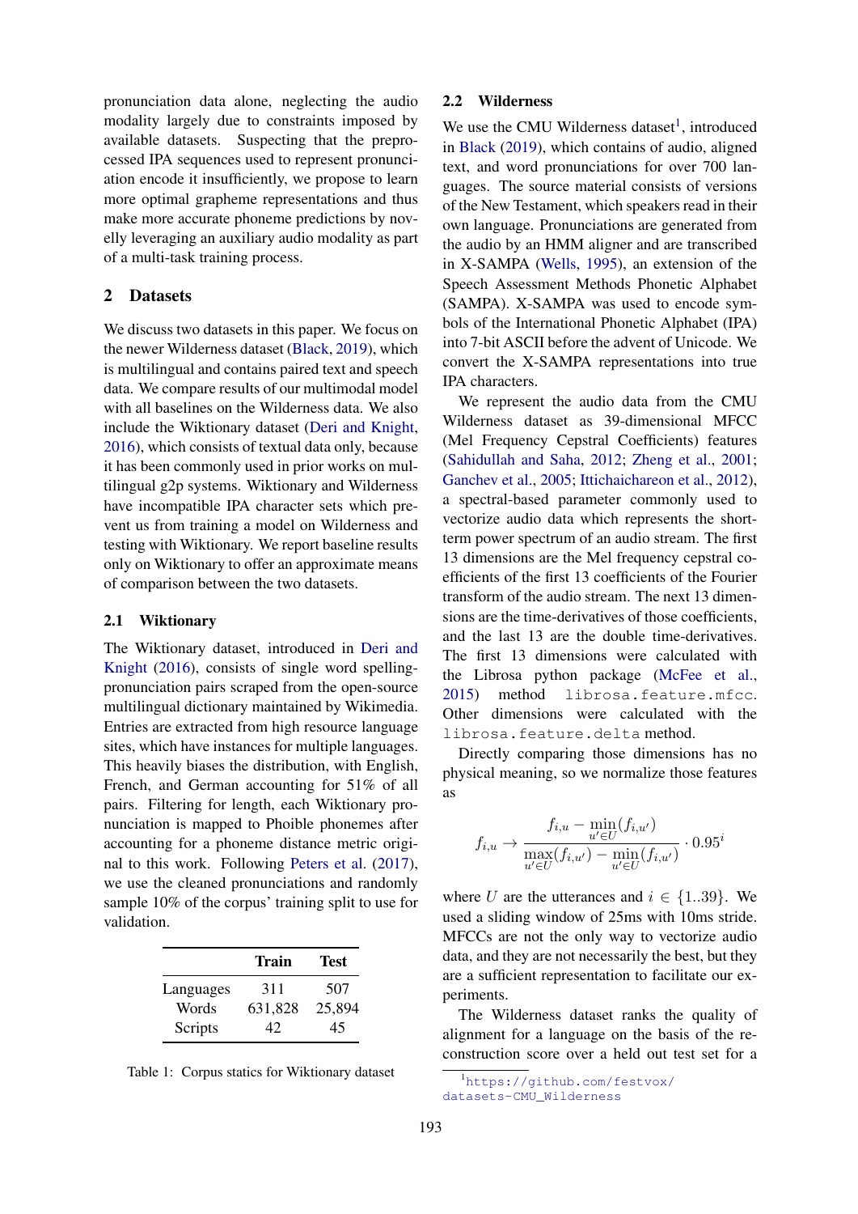pronunciation data alone, neglecting the audio modality largely due to constraints imposed by available datasets. Suspecting that the preprocessed IPA sequences used to represent pronunciation encode it insufficiently, we propose to learn more optimal grapheme representations and thus make more accurate phoneme predictions by novelly leveraging an auxiliary audio modality as part of a multi-task training process.

## 2 Datasets

We discuss two datasets in this paper. We focus on the newer Wilderness dataset (Black, 2019), which is multilingual and contains paired text and speech data. We compare results of our multimodal model with all baselines on the Wilderness data. We also include the Wiktionary dataset (Deri and Knight, 2016), which consists of textual data only, because it has been commonly used in prior works on multilingual g2p systems. Wiktionary and Wilderness have incompatible IPA character sets which prevent us from training a model on Wilderness and testing with Wiktionary. We report baseline results only on Wiktionary to offer an approximate means of comparison between the two datasets.

### 2.1 Wiktionary

The Wiktionary dataset, introduced in Deri and Knight (2016), consists of single word spelling-pronunciation pairs scraped from the open-source multilingual dictionary maintained by Wikimedia. Entries are extracted from high resource language sites, which have instances for multiple languages. This heavily biases the distribution, with English, French, and German accounting for 51% of all pairs. Filtering for length, each Wiktionary pronunciation is mapped to Phoible phonemes after accounting for a phoneme distance metric original to this work. Following Peters et al. (2017), we use the cleaned pronunciations and randomly sample 10% of the corpus' training split to use for validation.

| | Train | Test |
|---|---|---|
| Languages | 311 | 507 |
| Words | 631,828 | 25,894 |
| Scripts | 42 | 45 |

Table 1: Corpus statics for Wiktionary dataset

### 2.2 Wilderness

We use the CMU Wilderness dataset[1], introduced in Black (2019), which contains of audio, aligned text, and word pronunciations for over 700 languages. The source material consists of versions of the New Testament, which speakers read in their own language. Pronunciations are generated from the audio by an HMM aligner and are transcribed in X-SAMPA (Wells, 1995), an extension of the Speech Assessment Methods Phonetic Alphabet (SAMPA). X-SAMPA was used to encode symbols of the International Phonetic Alphabet (IPA) into 7-bit ASCII before the advent of Unicode. We convert the X-SAMPA representations into true IPA characters.

We represent the audio data from the CMU Wilderness dataset as 39-dimensional MFCC (Mel Frequency Cepstral Coefficients) features (Sahidullah and Saha, 2012; Zheng et al., 2001; Ganchev et al., 2005; Ittichaichareon et al., 2012), a spectral-based parameter commonly used to vectorize audio data which represents the short-term power spectrum of an audio stream. The first 13 dimensions are the Mel frequency cepstral coefficients of the first 13 coefficients of the Fourier transform of the audio stream. The next 13 dimensions are the time-derivatives of those coefficients, and the last 13 are the double time-derivatives. The first 13 dimensions were calculated with the Librosa python package (McFee et al., 2015) method `librosa.feature.mfcc`. Other dimensions were calculated with the `librosa.feature.delta` method.

Directly comparing those dimensions has no physical meaning, so we normalize those features as

$$f_{i,u} \rightarrow \frac{f_{i,u} - \min\limits_{u' \in U}(f_{i,u'})}{\max\limits_{u' \in U}(f_{i,u'}) - \min\limits_{u' \in U}(f_{i,u'})} \cdot 0.95^{i}$$

where $U$ are the utterances and $i \in \{1..39\}$. We used a sliding window of 25ms with 10ms stride. MFCCs are not the only way to vectorize audio data, and they are not necessarily the best, but they are a sufficient representation to facilitate our experiments.

The Wilderness dataset ranks the quality of alignment for a language on the basis of the reconstruction score over a held out test set for a

[1] https://github.com/festvox/datasets-CMU_Wilderness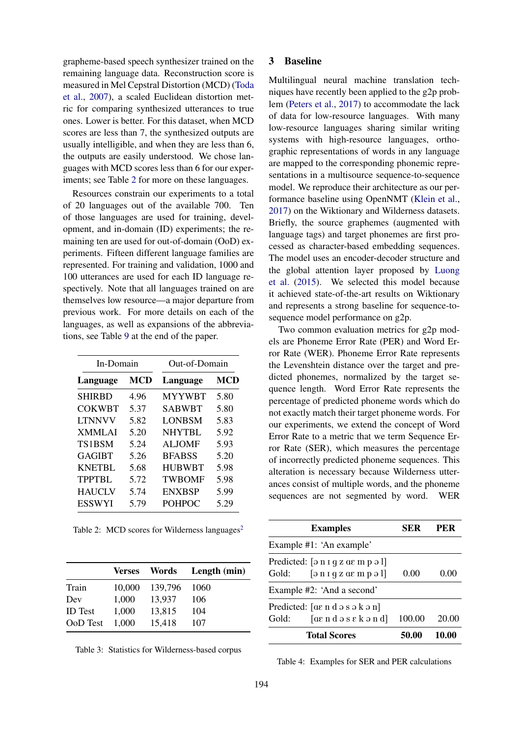grapheme-based speech synthesizer trained on the remaining language data. Reconstruction score is measured in Mel Cepstral Distortion (MCD) (Toda et al., 2007), a scaled Euclidean distortion metric for comparing synthesized utterances to true ones. Lower is better. For this dataset, when MCD scores are less than 7, the synthesized outputs are usually intelligible, and when they are less than 6, the outputs are easily understood. We chose languages with MCD scores less than 6 for our experiments; see Table 2 for more on these languages.

Resources constrain our experiments to a total of 20 languages out of the available 700. Ten of those languages are used for training, development, and in-domain (ID) experiments; the remaining ten are used for out-of-domain (OoD) experiments. Fifteen different language families are represented. For training and validation, 1000 and 100 utterances are used for each ID language respectively. Note that all languages trained on are themselves low resource—a major departure from previous work. For more details on each of the languages, as well as expansions of the abbreviations, see Table 9 at the end of the paper.

| In-Domain | | Out-of-Domain | |
|---|---|---|---|
| **Language** | **MCD** | **Language** | **MCD** |
| SHIRBD | 4.96 | MYYWBT | 5.80 |
| COKWBT | 5.37 | SABWBT | 5.80 |
| LTNNVV | 5.82 | LONBSM | 5.83 |
| XMMLAI | 5.20 | NHYTBL | 5.92 |
| TS1BSM | 5.24 | ALJOMF | 5.93 |
| GAGIBT | 5.26 | BFABSS | 5.20 |
| KNETBL | 5.68 | HUBWBT | 5.98 |
| TPPTBL | 5.72 | TWBOMF | 5.98 |
| HAUCLV | 5.74 | ENXBSP | 5.99 |
| ESSWYI | 5.79 | POHPOC | 5.29 |

Table 2: MCD scores for Wilderness languages[2]

| | **Verses** | **Words** | **Length (min)** |
|---|---|---|---|
| Train | 10,000 | 139,796 | 1060 |
| Dev | 1,000 | 13,937 | 106 |
| ID Test | 1,000 | 13,815 | 104 |
| OoD Test | 1,000 | 15,418 | 107 |

Table 3: Statistics for Wilderness-based corpus

## 3 Baseline

Multilingual neural machine translation techniques have recently been applied to the g2p problem (Peters et al., 2017) to accommodate the lack of data for low-resource languages. With many low-resource languages sharing similar writing systems with high-resource languages, orthographic representations of words in any language are mapped to the corresponding phonemic representations in a multisource sequence-to-sequence model. We reproduce their architecture as our performance baseline using OpenNMT (Klein et al., 2017) on the Wiktionary and Wilderness datasets. Briefly, the source graphemes (augmented with language tags) and target phonemes are first processed as character-based embedding sequences. The model uses an encoder-decoder structure and the global attention layer proposed by Luong et al. (2015). We selected this model because it achieved state-of-the-art results on Wiktionary and represents a strong baseline for sequence-to-sequence model performance on g2p.

Two common evaluation metrics for g2p models are Phoneme Error Rate (PER) and Word Error Rate (WER). Phoneme Error Rate represents the Levenshtein distance over the target and predicted phonemes, normalized by the target sequence length. Word Error Rate represents the percentage of predicted phoneme words which do not exactly match their target phoneme words. For our experiments, we extend the concept of Word Error Rate to a metric that we term Sequence Error Rate (SER), which measures the percentage of incorrectly predicted phoneme sequences. This alteration is necessary because Wilderness utterances consist of multiple words, and the phoneme sequences are not segmented by word. WER

| **Examples** | **SER** | **PER** |
|---|---|---|
| Example #1: 'An example' | | |
| Predicted: [ə n ɪ g z ɑɛ m p ə l]<br>Gold: [ə n ɪ g z ɑɛ m p ə l] | 0.00 | 0.00 |
| Example #2: 'And a second' | | |
| Predicted: [ɑɛ n d ə s ə k ə n]<br>Gold: [ɑɛ n d ə s ɛ k ə n d] | 100.00 | 20.00 |
| **Total Scores** | **50.00** | **10.00** |

Table 4: Examples for SER and PER calculations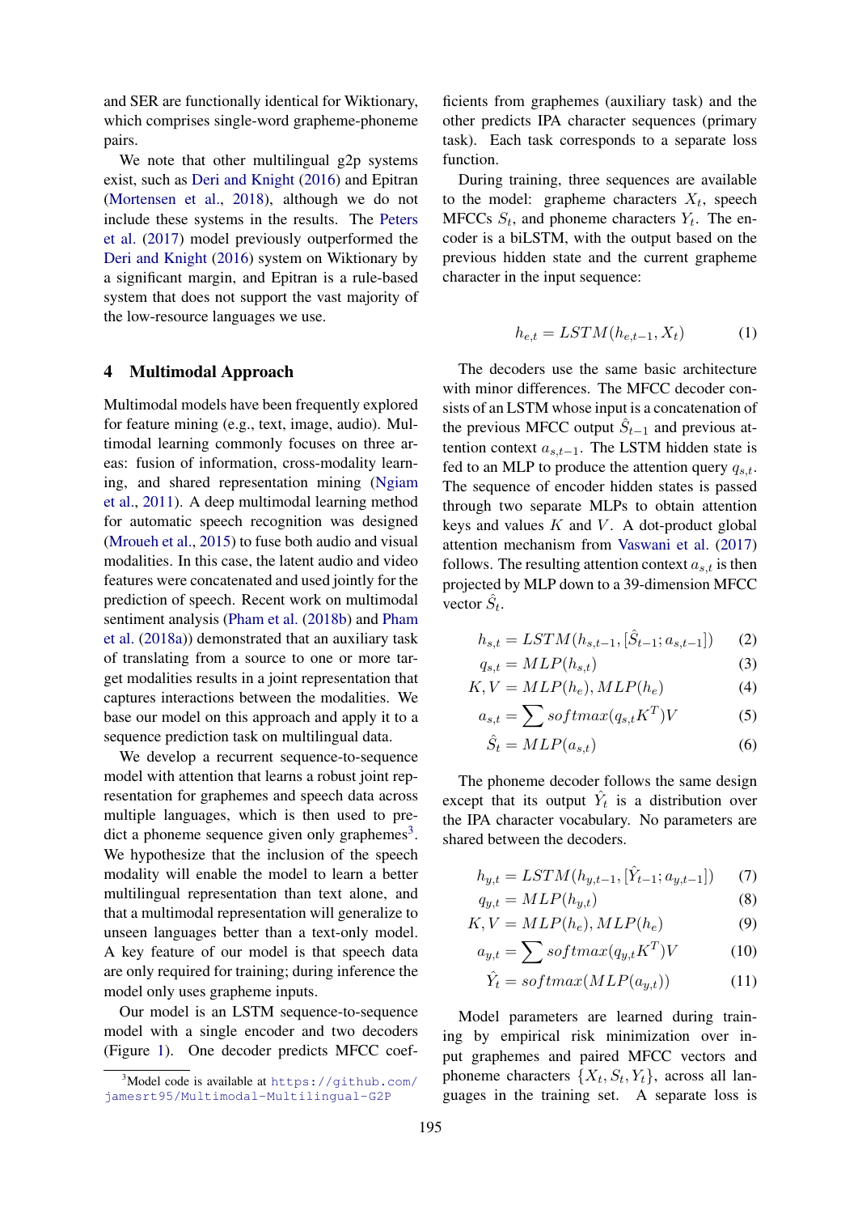and SER are functionally identical for Wiktionary, which comprises single-word grapheme-phoneme pairs.

We note that other multilingual g2p systems exist, such as Deri and Knight (2016) and Epitran (Mortensen et al., 2018), although we do not include these systems in the results. The Peters et al. (2017) model previously outperformed the Deri and Knight (2016) system on Wiktionary by a significant margin, and Epitran is a rule-based system that does not support the vast majority of the low-resource languages we use.

## 4 Multimodal Approach

Multimodal models have been frequently explored for feature mining (e.g., text, image, audio). Multimodal learning commonly focuses on three areas: fusion of information, cross-modality learning, and shared representation mining (Ngiam et al., 2011). A deep multimodal learning method for automatic speech recognition was designed (Mroueh et al., 2015) to fuse both audio and visual modalities. In this case, the latent audio and video features were concatenated and used jointly for the prediction of speech. Recent work on multimodal sentiment analysis (Pham et al. (2018b) and Pham et al. (2018a)) demonstrated that an auxiliary task of translating from a source to one or more target modalities results in a joint representation that captures interactions between the modalities. We base our model on this approach and apply it to a sequence prediction task on multilingual data.

We develop a recurrent sequence-to-sequence model with attention that learns a robust joint representation for graphemes and speech data across multiple languages, which is then used to predict a phoneme sequence given only graphemes[3]. We hypothesize that the inclusion of the speech modality will enable the model to learn a better multilingual representation than text alone, and that a multimodal representation will generalize to unseen languages better than a text-only model. A key feature of our model is that speech data are only required for training; during inference the model only uses grapheme inputs.

Our model is an LSTM sequence-to-sequence model with a single encoder and two decoders (Figure 1). One decoder predicts MFCC coefficients from graphemes (auxiliary task) and the other predicts IPA character sequences (primary task). Each task corresponds to a separate loss function.

During training, three sequences are available to the model: grapheme characters $X_t$, speech MFCCs $S_t$, and phoneme characters $Y_t$. The encoder is a biLSTM, with the output based on the previous hidden state and the current grapheme character in the input sequence:

$$h_{e,t} = LSTM(h_{e,t-1}, X_t) \tag{1}$$

The decoders use the same basic architecture with minor differences. The MFCC decoder consists of an LSTM whose input is a concatenation of the previous MFCC output $\hat{S}_{t-1}$ and previous attention context $a_{s,t-1}$. The LSTM hidden state is fed to an MLP to produce the attention query $q_{s,t}$. The sequence of encoder hidden states is passed through two separate MLPs to obtain attention keys $K$ and $V$. A dot-product global attention mechanism from Vaswani et al. (2017) follows. The resulting attention context $a_{s,t}$ is then projected by MLP down to a 39-dimension MFCC vector $\hat{S}_t$.

$$h_{s,t} = LSTM(h_{s,t-1}, [\hat{S}_{t-1}; a_{s,t-1}]) \tag{2}$$
$$q_{s,t} = MLP(h_{s,t}) \tag{3}$$
$$K, V = MLP(h_e), MLP(h_e) \tag{4}$$
$$a_{s,t} = \sum softmax(q_{s,t}K^T)V \tag{5}$$
$$\hat{S}_t = MLP(a_{s,t}) \tag{6}$$

The phoneme decoder follows the same design except that its output $\hat{Y}_t$ is a distribution over the IPA character vocabulary. No parameters are shared between the decoders.

$$h_{y,t} = LSTM(h_{y,t-1}, [\hat{Y}_{t-1}; a_{y,t-1}]) \tag{7}$$
$$q_{y,t} = MLP(h_{y,t}) \tag{8}$$
$$K, V = MLP(h_e), MLP(h_e) \tag{9}$$
$$a_{y,t} = \sum softmax(q_{y,t}K^T)V \tag{10}$$
$$\hat{Y}_t = softmax(MLP(a_{y,t})) \tag{11}$$

Model parameters are learned during training by empirical risk minimization over input graphemes and paired MFCC vectors and phoneme characters $\{X_t, S_t, Y_t\}$, across all languages in the training set. A separate loss is

[3] Model code is available at https://github.com/jamesrt95/Multimodal-Multilingual-G2P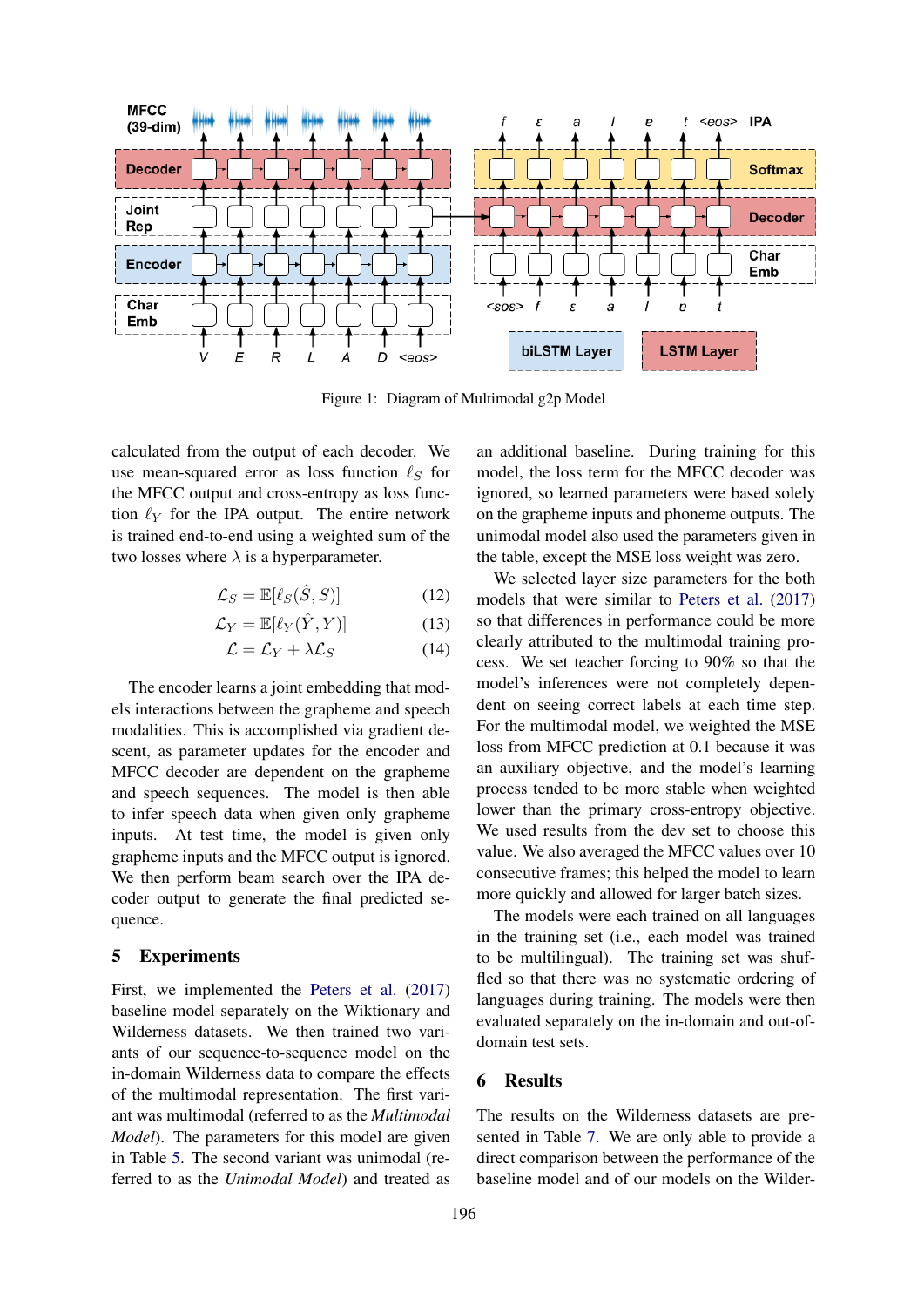Figure 1: Diagram of Multimodal g2p Model

calculated from the output of each decoder. We use mean-squared error as loss function $\ell_S$ for the MFCC output and cross-entropy as loss function $\ell_Y$ for the IPA output. The entire network is trained end-to-end using a weighted sum of the two losses where $\lambda$ is a hyperparameter.

$$\mathcal{L}_S = \mathbb{E}[\ell_S(\hat{S}, S)] \tag{12}$$

$$\mathcal{L}_Y = \mathbb{E}[\ell_Y(\hat{Y}, Y)] \tag{13}$$

$$\mathcal{L} = \mathcal{L}_Y + \lambda \mathcal{L}_S \tag{14}$$

The encoder learns a joint embedding that models interactions between the grapheme and speech modalities. This is accomplished via gradient descent, as parameter updates for the encoder and MFCC decoder are dependent on the grapheme and speech sequences. The model is then able to infer speech data when given only grapheme inputs. At test time, the model is given only grapheme inputs and the MFCC output is ignored. We then perform beam search over the IPA decoder output to generate the final predicted sequence.

## 5 Experiments

First, we implemented the Peters et al. (2017) baseline model separately on the Wiktionary and Wilderness datasets. We then trained two variants of our sequence-to-sequence model on the in-domain Wilderness data to compare the effects of the multimodal representation. The first variant was multimodal (referred to as the *Multimodal Model*). The parameters for this model are given in Table 5. The second variant was unimodal (referred to as the *Unimodal Model*) and treated as an additional baseline. During training for this model, the loss term for the MFCC decoder was ignored, so learned parameters were based solely on the grapheme inputs and phoneme outputs. The unimodal model also used the parameters given in the table, except the MSE loss weight was zero.

We selected layer size parameters for the both models that were similar to Peters et al. (2017) so that differences in performance could be more clearly attributed to the multimodal training process. We set teacher forcing to 90% so that the model's inferences were not completely dependent on seeing correct labels at each time step. For the multimodal model, we weighted the MSE loss from MFCC prediction at 0.1 because it was an auxiliary objective, and the model's learning process tended to be more stable when weighted lower than the primary cross-entropy objective. We used results from the dev set to choose this value. We also averaged the MFCC values over 10 consecutive frames; this helped the model to learn more quickly and allowed for larger batch sizes.

The models were each trained on all languages in the training set (i.e., each model was trained to be multilingual). The training set was shuffled so that there was no systematic ordering of languages during training. The models were then evaluated separately on the in-domain and out-of-domain test sets.

## 6 Results

The results on the Wilderness datasets are presented in Table 7. We are only able to provide a direct comparison between the performance of the baseline model and of our models on the Wilder-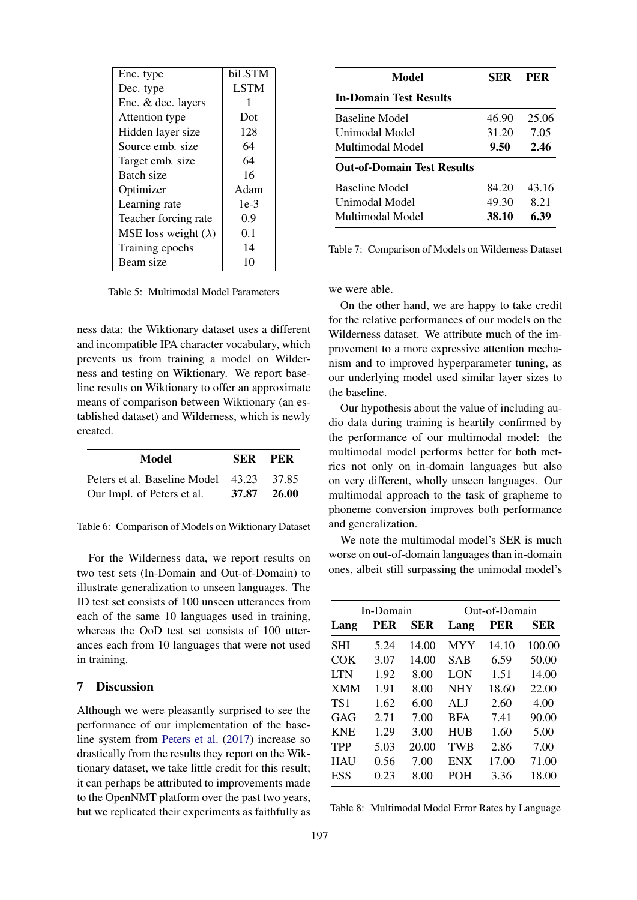| Enc. type | biLSTM |
|---|---|
| Dec. type | LSTM |
| Enc. & dec. layers | 1 |
| Attention type | Dot |
| Hidden layer size | 128 |
| Source emb. size | 64 |
| Target emb. size | 64 |
| Batch size | 16 |
| Optimizer | Adam |
| Learning rate | 1e-3 |
| Teacher forcing rate | 0.9 |
| MSE loss weight ($\lambda$) | 0.1 |
| Training epochs | 14 |
| Beam size | 10 |

Table 5: Multimodal Model Parameters

ness data: the Wiktionary dataset uses a different and incompatible IPA character vocabulary, which prevents us from training a model on Wilderness and testing on Wiktionary. We report baseline results on Wiktionary to offer an approximate means of comparison between Wiktionary (an established dataset) and Wilderness, which is newly created.

| Model | SER | PER |
|---|---|---|
| Peters et al. Baseline Model | 43.23 | 37.85 |
| Our Impl. of Peters et al. | **37.87** | **26.00** |

Table 6: Comparison of Models on Wiktionary Dataset

For the Wilderness data, we report results on two test sets (In-Domain and Out-of-Domain) to illustrate generalization to unseen languages. The ID test set consists of 100 unseen utterances from each of the same 10 languages used in training, whereas the OoD test set consists of 100 utterances each from 10 languages that were not used in training.

## 7 Discussion

Although we were pleasantly surprised to see the performance of our implementation of the baseline system from Peters et al. (2017) increase so drastically from the results they report on the Wiktionary dataset, we take little credit for this result; it can perhaps be attributed to improvements made to the OpenNMT platform over the past two years, but we replicated their experiments as faithfully as we were able.

| Model | SER | PER |
|---|---|---|
| **In-Domain Test Results** | | |
| Baseline Model | 46.90 | 25.06 |
| Unimodal Model | 31.20 | 7.05 |
| Multimodal Model | **9.50** | **2.46** |
| **Out-of-Domain Test Results** | | |
| Baseline Model | 84.20 | 43.16 |
| Unimodal Model | 49.30 | 8.21 |
| Multimodal Model | **38.10** | **6.39** |

Table 7: Comparison of Models on Wilderness Dataset

On the other hand, we are happy to take credit for the relative performances of our models on the Wilderness dataset. We attribute much of the improvement to a more expressive attention mechanism and to improved hyperparameter tuning, as our underlying model used similar layer sizes to the baseline.

Our hypothesis about the value of including audio data during training is heartily confirmed by the performance of our multimodal model: the multimodal model performs better for both metrics not only on in-domain languages but also on very different, wholly unseen languages. Our multimodal approach to the task of grapheme to phoneme conversion improves both performance and generalization.

We note the multimodal model's SER is much worse on out-of-domain languages than in-domain ones, albeit still surpassing the unimodal model's

| In-Domain | | | Out-of-Domain | | |
|---|---|---|---|---|---|
| **Lang** | **PER** | **SER** | **Lang** | **PER** | **SER** |
| SHI | 5.24 | 14.00 | MYY | 14.10 | 100.00 |
| COK | 3.07 | 14.00 | SAB | 6.59 | 50.00 |
| LTN | 1.92 | 8.00 | LON | 1.51 | 14.00 |
| XMM | 1.91 | 8.00 | NHY | 18.60 | 22.00 |
| TS1 | 1.62 | 6.00 | ALJ | 2.60 | 4.00 |
| GAG | 2.71 | 7.00 | BFA | 7.41 | 90.00 |
| KNE | 1.29 | 3.00 | HUB | 1.60 | 5.00 |
| TPP | 5.03 | 20.00 | TWB | 2.86 | 7.00 |
| HAU | 0.56 | 7.00 | ENX | 17.00 | 71.00 |
| ESS | 0.23 | 8.00 | POH | 3.36 | 18.00 |

Table 8: Multimodal Model Error Rates by Language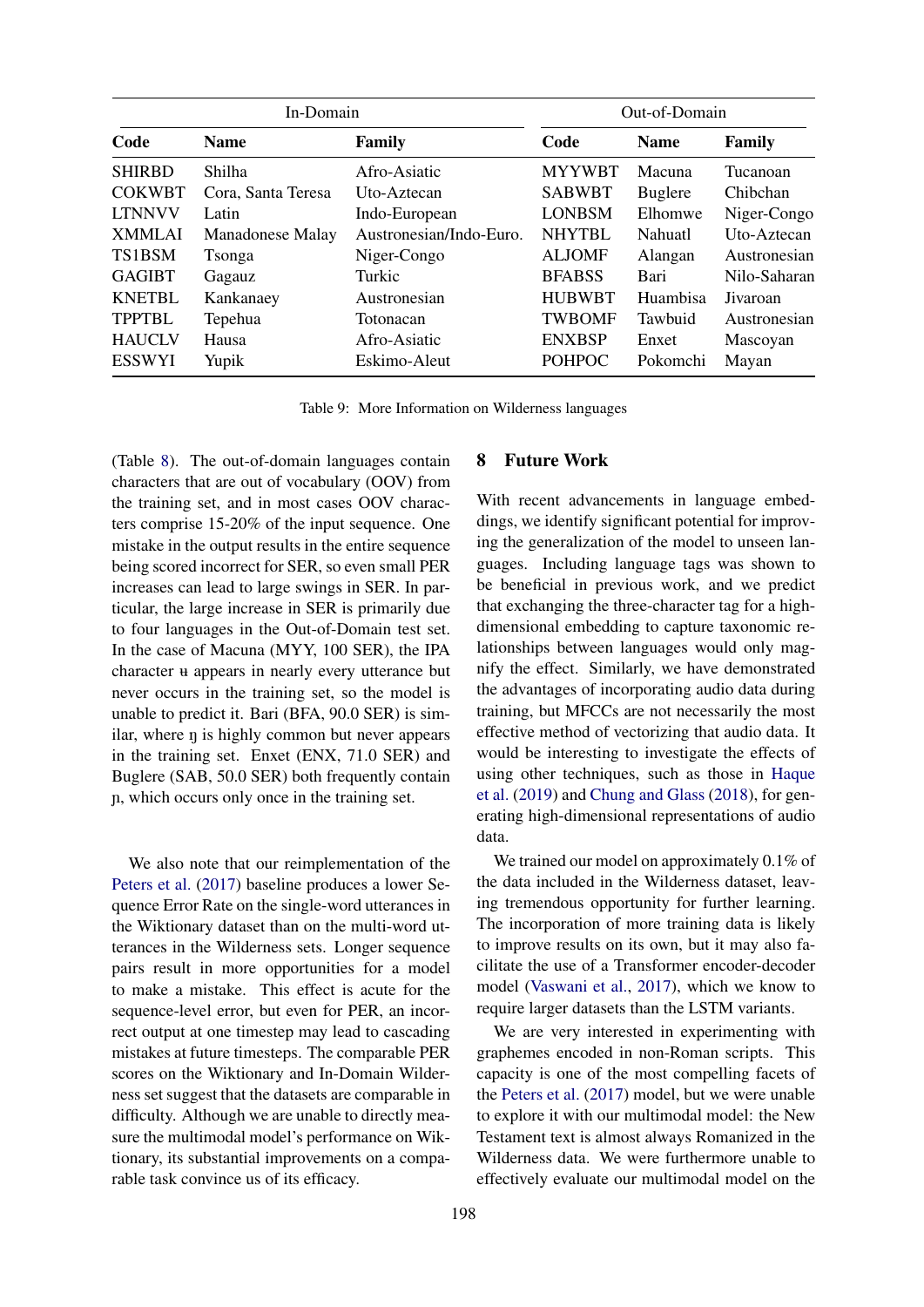| In-Domain | | | Out-of-Domain | | |
|---|---|---|---|---|---|
| **Code** | **Name** | **Family** | **Code** | **Name** | **Family** |
| SHIRBD | Shilha | Afro-Asiatic | MYYWBT | Macuna | Tucanoan |
| COKWBT | Cora, Santa Teresa | Uto-Aztecan | SABWBT | Buglere | Chibchan |
| LTNNVV | Latin | Indo-European | LONBSM | Elhomwe | Niger-Congo |
| XMMLAI | Manadonese Malay | Austronesian/Indo-Euro. | NHYTBL | Nahuatl | Uto-Aztecan |
| TS1BSM | Tsonga | Niger-Congo | ALJOMF | Alangan | Austronesian |
| GAGIBT | Gagauz | Turkic | BFABSS | Bari | Nilo-Saharan |
| KNETBL | Kankanaey | Austronesian | HUBWBT | Huambisa | Jivaroan |
| TPPTBL | Tepehua | Totonacan | TWBOMF | Tawbuid | Austronesian |
| HAUCLV | Hausa | Afro-Asiatic | ENXBSP | Enxet | Mascoyan |
| ESSWYI | Yupik | Eskimo-Aleut | POHPOC | Pokomchi | Mayan |

Table 9: More Information on Wilderness languages

(Table 8). The out-of-domain languages contain characters that are out of vocabulary (OOV) from the training set, and in most cases OOV characters comprise 15-20% of the input sequence. One mistake in the output results in the entire sequence being scored incorrect for SER, so even small PER increases can lead to large swings in SER. In particular, the large increase in SER is primarily due to four languages in the Out-of-Domain test set. In the case of Macuna (MYY, 100 SER), the IPA character ʉ appears in nearly every utterance but never occurs in the training set, so the model is unable to predict it. Bari (BFA, 90.0 SER) is similar, where ŋ is highly common but never appears in the training set. Enxet (ENX, 71.0 SER) and Buglere (SAB, 50.0 SER) both frequently contain ɲ, which occurs only once in the training set.

We also note that our reimplementation of the Peters et al. (2017) baseline produces a lower Sequence Error Rate on the single-word utterances in the Wiktionary dataset than on the multi-word utterances in the Wilderness sets. Longer sequence pairs result in more opportunities for a model to make a mistake. This effect is acute for the sequence-level error, but even for PER, an incorrect output at one timestep may lead to cascading mistakes at future timesteps. The comparable PER scores on the Wiktionary and In-Domain Wilderness set suggest that the datasets are comparable in difficulty. Although we are unable to directly measure the multimodal model's performance on Wiktionary, its substantial improvements on a comparable task convince us of its efficacy.

## 8 Future Work

With recent advancements in language embeddings, we identify significant potential for improving the generalization of the model to unseen languages. Including language tags was shown to be beneficial in previous work, and we predict that exchanging the three-character tag for a high-dimensional embedding to capture taxonomic relationships between languages would only magnify the effect. Similarly, we have demonstrated the advantages of incorporating audio data during training, but MFCCs are not necessarily the most effective method of vectorizing that audio data. It would be interesting to investigate the effects of using other techniques, such as those in Haque et al. (2019) and Chung and Glass (2018), for generating high-dimensional representations of audio data.

We trained our model on approximately 0.1% of the data included in the Wilderness dataset, leaving tremendous opportunity for further learning. The incorporation of more training data is likely to improve results on its own, but it may also facilitate the use of a Transformer encoder-decoder model (Vaswani et al., 2017), which we know to require larger datasets than the LSTM variants.

We are very interested in experimenting with graphemes encoded in non-Roman scripts. This capacity is one of the most compelling facets of the Peters et al. (2017) model, but we were unable to explore it with our multimodal model: the New Testament text is almost always Romanized in the Wilderness data. We were furthermore unable to effectively evaluate our multimodal model on the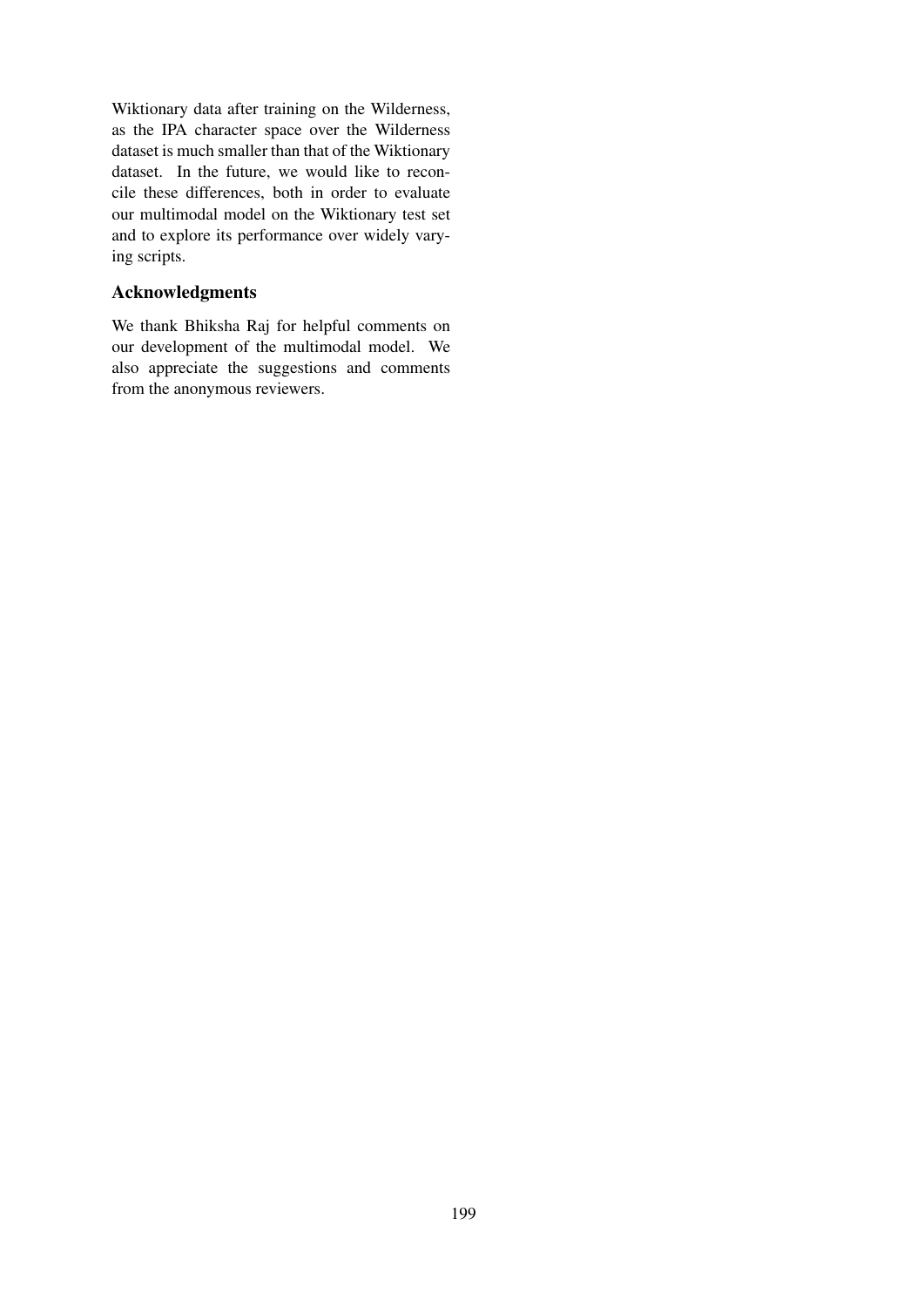Wiktionary data after training on the Wilderness, as the IPA character space over the Wilderness dataset is much smaller than that of the Wiktionary dataset. In the future, we would like to reconcile these differences, both in order to evaluate our multimodal model on the Wiktionary test set and to explore its performance over widely varying scripts.

## Acknowledgments

We thank Bhiksha Raj for helpful comments on our development of the multimodal model. We also appreciate the suggestions and comments from the anonymous reviewers.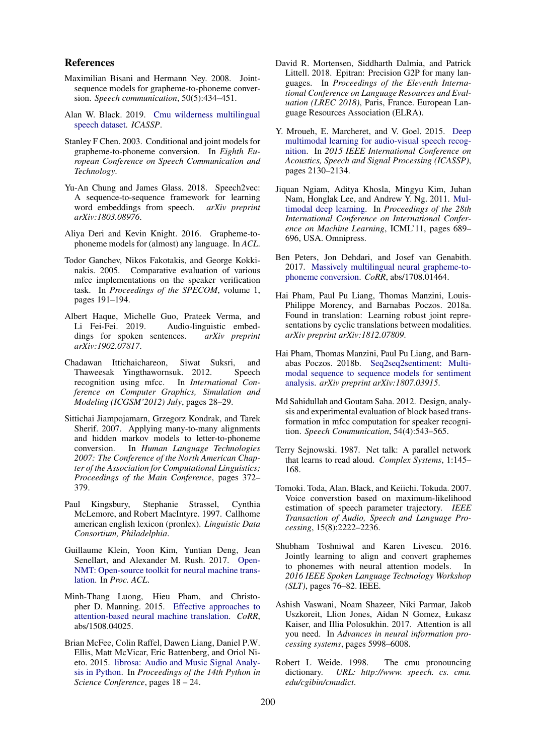## References

Maximilian Bisani and Hermann Ney. 2008. Joint-sequence models for grapheme-to-phoneme conversion. *Speech communication*, 50(5):434–451.

Alan W. Black. 2019. Cmu wilderness multilingual speech dataset. *ICASSP*.

Stanley F Chen. 2003. Conditional and joint models for grapheme-to-phoneme conversion. In *Eighth European Conference on Speech Communication and Technology*.

Yu-An Chung and James Glass. 2018. Speech2vec: A sequence-to-sequence framework for learning word embeddings from speech. *arXiv preprint arXiv:1803.08976*.

Aliya Deri and Kevin Knight. 2016. Grapheme-to-phoneme models for (almost) any language. In *ACL*.

Todor Ganchev, Nikos Fakotakis, and George Kokkinakis. 2005. Comparative evaluation of various mfcc implementations on the speaker verification task. In *Proceedings of the SPECOM*, volume 1, pages 191–194.

Albert Haque, Michelle Guo, Prateek Verma, and Li Fei-Fei. 2019. Audio-linguistic embeddings for spoken sentences. *arXiv preprint arXiv:1902.07817*.

Chadawan Ittichaichareon, Siwat Suksri, and Thaweesak Yingthawornsuk. 2012. Speech recognition using mfcc. In *International Conference on Computer Graphics, Simulation and Modeling (ICGSM'2012) July*, pages 28–29.

Sittichai Jiampojamarn, Grzegorz Kondrak, and Tarek Sherif. 2007. Applying many-to-many alignments and hidden markov models to letter-to-phoneme conversion. In *Human Language Technologies 2007: The Conference of the North American Chapter of the Association for Computational Linguistics; Proceedings of the Main Conference*, pages 372–379.

Paul Kingsbury, Stephanie Strassel, Cynthia McLemore, and Robert MacIntyre. 1997. Callhome american english lexicon (pronlex). *Linguistic Data Consortium, Philadelphia*.

Guillaume Klein, Yoon Kim, Yuntian Deng, Jean Senellart, and Alexander M. Rush. 2017. OpenNMT: Open-source toolkit for neural machine translation. In *Proc. ACL*.

Minh-Thang Luong, Hieu Pham, and Christopher D. Manning. 2015. Effective approaches to attention-based neural machine translation. *CoRR*, abs/1508.04025.

Brian McFee, Colin Raffel, Dawen Liang, Daniel P.W. Ellis, Matt McVicar, Eric Battenberg, and Oriol Nieto. 2015. librosa: Audio and Music Signal Analysis in Python. In *Proceedings of the 14th Python in Science Conference*, pages 18 – 24.

David R. Mortensen, Siddharth Dalmia, and Patrick Littell. 2018. Epitran: Precision G2P for many languages. In *Proceedings of the Eleventh International Conference on Language Resources and Evaluation (LREC 2018)*, Paris, France. European Language Resources Association (ELRA).

Y. Mroueh, E. Marcheret, and V. Goel. 2015. Deep multimodal learning for audio-visual speech recognition. In *2015 IEEE International Conference on Acoustics, Speech and Signal Processing (ICASSP)*, pages 2130–2134.

Jiquan Ngiam, Aditya Khosla, Mingyu Kim, Juhan Nam, Honglak Lee, and Andrew Y. Ng. 2011. Multimodal deep learning. In *Proceedings of the 28th International Conference on International Conference on Machine Learning*, ICML'11, pages 689–696, USA. Omnipress.

Ben Peters, Jon Dehdari, and Josef van Genabith. 2017. Massively multilingual neural grapheme-to-phoneme conversion. *CoRR*, abs/1708.01464.

Hai Pham, Paul Pu Liang, Thomas Manzini, Louis-Philippe Morency, and Barnabas Poczos. 2018a. Found in translation: Learning robust joint representations by cyclic translations between modalities. *arXiv preprint arXiv:1812.07809*.

Hai Pham, Thomas Manzini, Paul Pu Liang, and Barnabas Poczos. 2018b. Seq2seq2sentiment: Multimodal sequence to sequence models for sentiment analysis. *arXiv preprint arXiv:1807.03915*.

Md Sahidullah and Goutam Saha. 2012. Design, analysis and experimental evaluation of block based transformation in mfcc computation for speaker recognition. *Speech Communication*, 54(4):543–565.

Terry Sejnowski. 1987. Net talk: A parallel network that learns to read aloud. *Complex Systems*, 1:145–168.

Tomoki. Toda, Alan. Black, and Keiichi. Tokuda. 2007. Voice converstion based on maximum-likelihood estimation of speech parameter trajectory. *IEEE Transaction of Audio, Speech and Language Processing*, 15(8):2222–2236.

Shubham Toshniwal and Karen Livescu. 2016. Jointly learning to align and convert graphemes to phonemes with neural attention models. In *2016 IEEE Spoken Language Technology Workshop (SLT)*, pages 76–82. IEEE.

Ashish Vaswani, Noam Shazeer, Niki Parmar, Jakob Uszkoreit, Llion Jones, Aidan N Gomez, Łukasz Kaiser, and Illia Polosukhin. 2017. Attention is all you need. In *Advances in neural information processing systems*, pages 5998–6008.

Robert L Weide. 1998. The cmu pronouncing dictionary. *URL: http://www. speech. cs. cmu. edu/cgibin/cmudict*.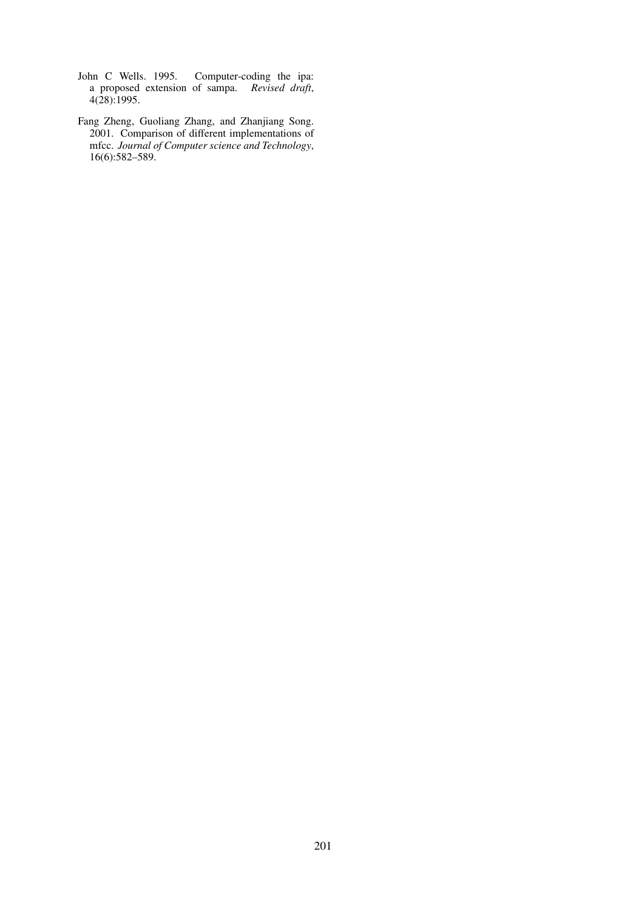John C Wells. 1995. Computer-coding the ipa: a proposed extension of sampa. *Revised draft*, 4(28):1995.

Fang Zheng, Guoliang Zhang, and Zhanjiang Song. 2001. Comparison of different implementations of mfcc. *Journal of Computer science and Technology*, 16(6):582–589.